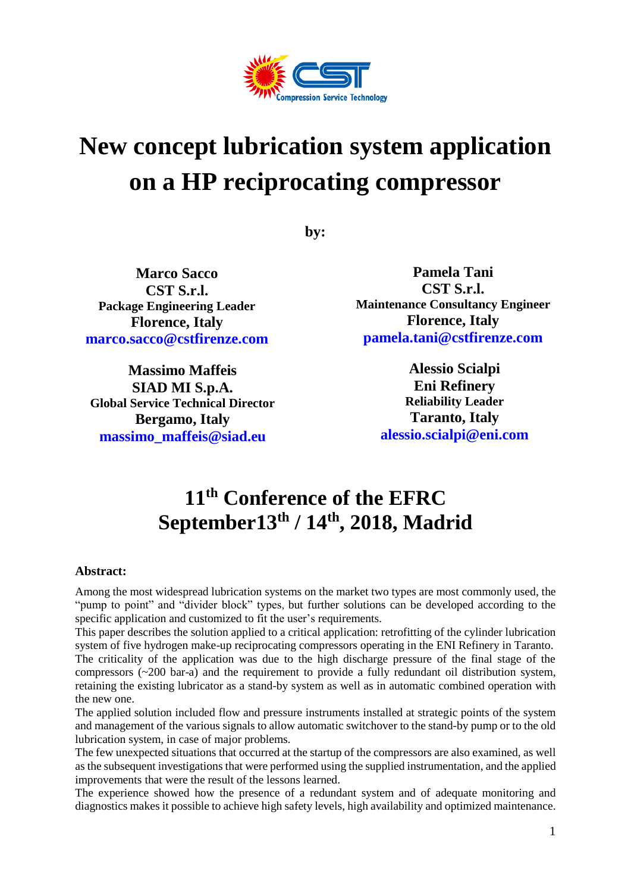# New concept lubrication system application on a HP reciprocating compressor

**by:**

**Marco Sacco**
**CST S.r.l.**
**Package Engineering Leader**
**Florence, Italy**
**marco.sacco@cstfirenze.com**

**Pamela Tani**
**CST S.r.l.**
**Maintenance Consultancy Engineer**
**Florence, Italy**
**pamela.tani@cstfirenze.com**

**Massimo Maffeis**
**SIAD MI S.p.A.**
**Global Service Technical Director**
**Bergamo, Italy**
**massimo_maffeis@siad.eu**

**Alessio Scialpi**
**Eni Refinery**
**Reliability Leader**
**Taranto, Italy**
**alessio.scialpi@eni.com**

## 11th Conference of the EFRC September13th / 14th, 2018, Madrid

**Abstract:**

Among the most widespread lubrication systems on the market two types are most commonly used, the “pump to point” and “divider block” types, but further solutions can be developed according to the specific application and customized to fit the user’s requirements.

This paper describes the solution applied to a critical application: retrofitting of the cylinder lubrication system of five hydrogen make-up reciprocating compressors operating in the ENI Refinery in Taranto. The criticality of the application was due to the high discharge pressure of the final stage of the compressors (~200 bar-a) and the requirement to provide a fully redundant oil distribution system, retaining the existing lubricator as a stand-by system as well as in automatic combined operation with the new one.

The applied solution included flow and pressure instruments installed at strategic points of the system and management of the various signals to allow automatic switchover to the stand-by pump or to the old lubrication system, in case of major problems.

The few unexpected situations that occurred at the startup of the compressors are also examined, as well as the subsequent investigations that were performed using the supplied instrumentation, and the applied improvements that were the result of the lessons learned.

The experience showed how the presence of a redundant system and of adequate monitoring and diagnostics makes it possible to achieve high safety levels, high availability and optimized maintenance.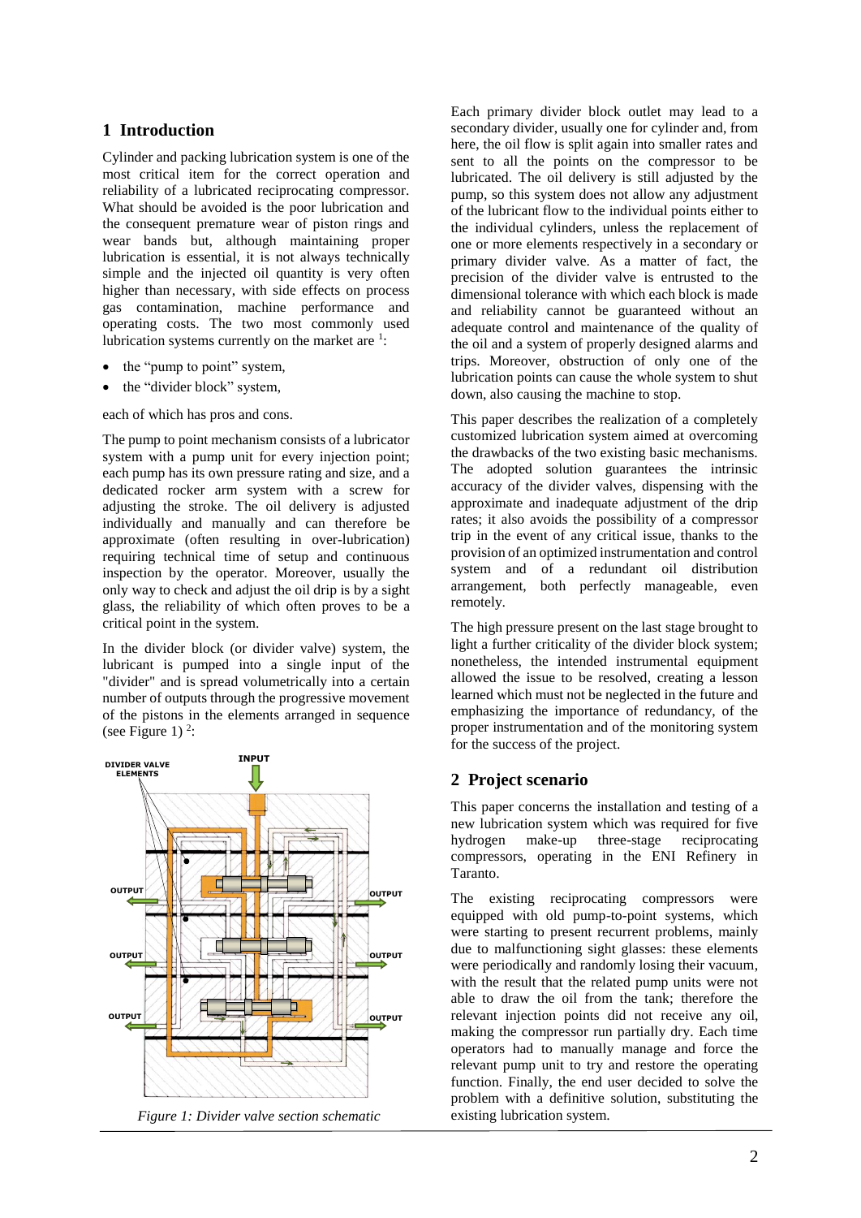## 1 Introduction

Cylinder and packing lubrication system is one of the most critical item for the correct operation and reliability of a lubricated reciprocating compressor. What should be avoided is the poor lubrication and the consequent premature wear of piston rings and wear bands but, although maintaining proper lubrication is essential, it is not always technically simple and the injected oil quantity is very often higher than necessary, with side effects on process gas contamination, machine performance and operating costs. The two most commonly used lubrication systems currently on the market are [1]:

- the "pump to point" system,
- the "divider block" system,

each of which has pros and cons.

The pump to point mechanism consists of a lubricator system with a pump unit for every injection point; each pump has its own pressure rating and size, and a dedicated rocker arm system with a screw for adjusting the stroke. The oil delivery is adjusted individually and manually and can therefore be approximate (often resulting in over-lubrication) requiring technical time of setup and continuous inspection by the operator. Moreover, usually the only way to check and adjust the oil drip is by a sight glass, the reliability of which often proves to be a critical point in the system.

In the divider block (or divider valve) system, the lubricant is pumped into a single input of the "divider" and is spread volumetrically into a certain number of outputs through the progressive movement of the pistons in the elements arranged in sequence (see Figure 1) [2]:

*Figure 1: Divider valve section schematic*

Each primary divider block outlet may lead to a secondary divider, usually one for cylinder and, from here, the oil flow is split again into smaller rates and sent to all the points on the compressor to be lubricated. The oil delivery is still adjusted by the pump, so this system does not allow any adjustment of the lubricant flow to the individual points either to the individual cylinders, unless the replacement of one or more elements respectively in a secondary or primary divider valve. As a matter of fact, the precision of the divider valve is entrusted to the dimensional tolerance with which each block is made and reliability cannot be guaranteed without an adequate control and maintenance of the quality of the oil and a system of properly designed alarms and trips. Moreover, obstruction of only one of the lubrication points can cause the whole system to shut down, also causing the machine to stop.

This paper describes the realization of a completely customized lubrication system aimed at overcoming the drawbacks of the two existing basic mechanisms. The adopted solution guarantees the intrinsic accuracy of the divider valves, dispensing with the approximate and inadequate adjustment of the drip rates; it also avoids the possibility of a compressor trip in the event of any critical issue, thanks to the provision of an optimized instrumentation and control system and of a redundant oil distribution arrangement, both perfectly manageable, even remotely.

The high pressure present on the last stage brought to light a further criticality of the divider block system; nonetheless, the intended instrumental equipment allowed the issue to be resolved, creating a lesson learned which must not be neglected in the future and emphasizing the importance of redundancy, of the proper instrumentation and of the monitoring system for the success of the project.

## 2 Project scenario

This paper concerns the installation and testing of a new lubrication system which was required for five hydrogen make-up three-stage reciprocating compressors, operating in the ENI Refinery in Taranto.

The existing reciprocating compressors were equipped with old pump-to-point systems, which were starting to present recurrent problems, mainly due to malfunctioning sight glasses: these elements were periodically and randomly losing their vacuum, with the result that the related pump units were not able to draw the oil from the tank; therefore the relevant injection points did not receive any oil, making the compressor run partially dry. Each time operators had to manually manage and force the relevant pump unit to try and restore the operating function. Finally, the end user decided to solve the problem with a definitive solution, substituting the existing lubrication system.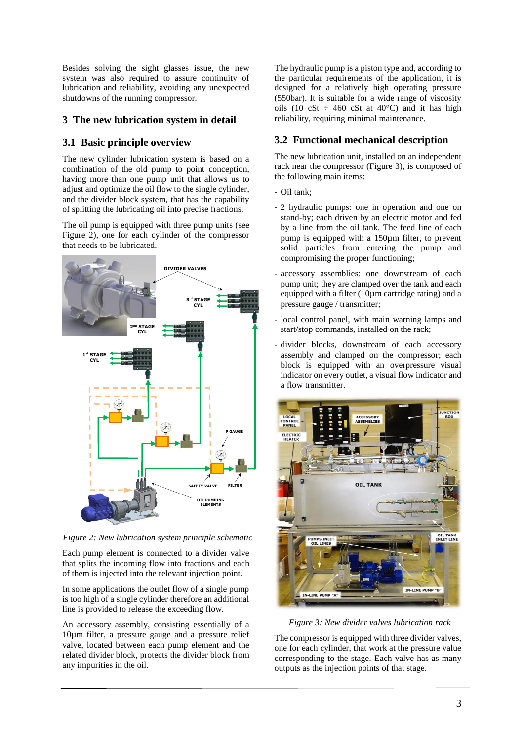Besides solving the sight glasses issue, the new system was also required to assure continuity of lubrication and reliability, avoiding any unexpected shutdowns of the running compressor.

## 3 The new lubrication system in detail

### 3.1 Basic principle overview

The new cylinder lubrication system is based on a combination of the old pump to point conception, having more than one pump unit that allows us to adjust and optimize the oil flow to the single cylinder, and the divider block system, that has the capability of splitting the lubricating oil into precise fractions.

The oil pump is equipped with three pump units (see Figure 2), one for each cylinder of the compressor that needs to be lubricated.

*Figure 2: New lubrication system principle schematic*

Each pump element is connected to a divider valve that splits the incoming flow into fractions and each of them is injected into the relevant injection point.

In some applications the outlet flow of a single pump is too high of a single cylinder therefore an additional line is provided to release the exceeding flow.

An accessory assembly, consisting essentially of a 10µm filter, a pressure gauge and a pressure relief valve, located between each pump element and the related divider block, protects the divider block from any impurities in the oil.

The hydraulic pump is a piston type and, according to the particular requirements of the application, it is designed for a relatively high operating pressure (550bar). It is suitable for a wide range of viscosity oils (10 cSt ÷ 460 cSt at 40°C) and it has high reliability, requiring minimal maintenance.

### 3.2 Functional mechanical description

The new lubrication unit, installed on an independent rack near the compressor (Figure 3), is composed of the following main items:

- Oil tank;
- 2 hydraulic pumps: one in operation and one on stand-by; each driven by an electric motor and fed by a line from the oil tank. The feed line of each pump is equipped with a 150µm filter, to prevent solid particles from entering the pump and compromising the proper functioning;
- accessory assemblies: one downstream of each pump unit; they are clamped over the tank and each equipped with a filter (10µm cartridge rating) and a pressure gauge / transmitter;
- local control panel, with main warning lamps and start/stop commands, installed on the rack;
- divider blocks, downstream of each accessory assembly and clamped on the compressor; each block is equipped with an overpressure visual indicator on every outlet, a visual flow indicator and a flow transmitter.

*Figure 3: New divider valves lubrication rack*

The compressor is equipped with three divider valves, one for each cylinder, that work at the pressure value corresponding to the stage. Each valve has as many outputs as the injection points of that stage.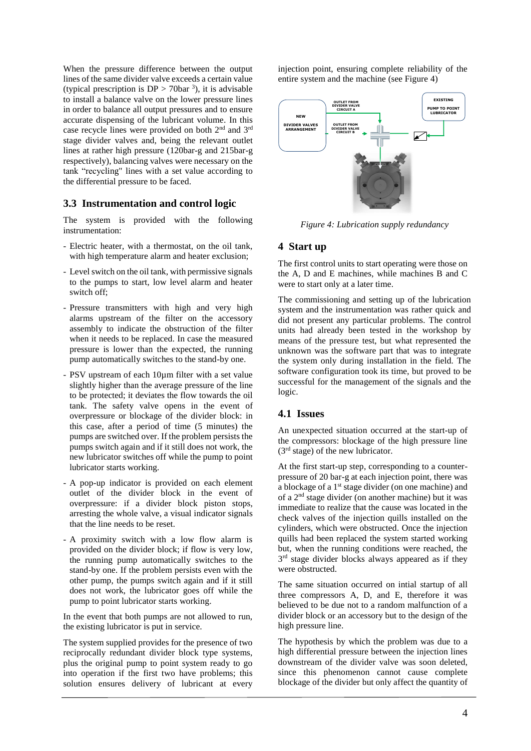When the pressure difference between the output lines of the same divider valve exceeds a certain value (typical prescription is DP > 70bar [3]), it is advisable to install a balance valve on the lower pressure lines in order to balance all output pressures and to ensure accurate dispensing of the lubricant volume. In this case recycle lines were provided on both 2nd and 3rd stage divider valves and, being the relevant outlet lines at rather high pressure (120bar-g and 215bar-g respectively), balancing valves were necessary on the tank "recycling" lines with a set value according to the differential pressure to be faced.

## 3.3 Instrumentation and control logic

The system is provided with the following instrumentation:

- Electric heater, with a thermostat, on the oil tank, with high temperature alarm and heater exclusion;
- Level switch on the oil tank, with permissive signals to the pumps to start, low level alarm and heater switch off;
- Pressure transmitters with high and very high alarms upstream of the filter on the accessory assembly to indicate the obstruction of the filter when it needs to be replaced. In case the measured pressure is lower than the expected, the running pump automatically switches to the stand-by one.
- PSV upstream of each 10µm filter with a set value slightly higher than the average pressure of the line to be protected; it deviates the flow towards the oil tank. The safety valve opens in the event of overpressure or blockage of the divider block: in this case, after a period of time (5 minutes) the pumps are switched over. If the problem persists the pumps switch again and if it still does not work, the new lubricator switches off while the pump to point lubricator starts working.
- A pop-up indicator is provided on each element outlet of the divider block in the event of overpressure: if a divider block piston stops, arresting the whole valve, a visual indicator signals that the line needs to be reset.
- A proximity switch with a low flow alarm is provided on the divider block; if flow is very low, the running pump automatically switches to the stand-by one. If the problem persists even with the other pump, the pumps switch again and if it still does not work, the lubricator goes off while the pump to point lubricator starts working.

In the event that both pumps are not allowed to run, the existing lubricator is put in service.

The system supplied provides for the presence of two reciprocally redundant divider block type systems, plus the original pump to point system ready to go into operation if the first two have problems; this solution ensures delivery of lubricant at every injection point, ensuring complete reliability of the entire system and the machine (see Figure 4)

*Figure 4: Lubrication supply redundancy*

# 4 Start up

The first control units to start operating were those on the A, D and E machines, while machines B and C were to start only at a later time.

The commissioning and setting up of the lubrication system and the instrumentation was rather quick and did not present any particular problems. The control units had already been tested in the workshop by means of the pressure test, but what represented the unknown was the software part that was to integrate the system only during installation in the field. The software configuration took its time, but proved to be successful for the management of the signals and the logic.

## 4.1 Issues

An unexpected situation occurred at the start-up of the compressors: blockage of the high pressure line (3rd stage) of the new lubricator.

At the first start-up step, corresponding to a counter-pressure of 20 bar-g at each injection point, there was a blockage of a 1st stage divider (on one machine) and of a 2nd stage divider (on another machine) but it was immediate to realize that the cause was located in the check valves of the injection quills installed on the cylinders, which were obstructed. Once the injection quills had been replaced the system started working but, when the running conditions were reached, the 3rd stage divider blocks always appeared as if they were obstructed.

The same situation occurred on intial startup of all three compressors A, D, and E, therefore it was believed to be due not to a random malfunction of a divider block or an accessory but to the design of the high pressure line.

The hypothesis by which the problem was due to a high differential pressure between the injection lines downstream of the divider valve was soon deleted, since this phenomenon cannot cause complete blockage of the divider but only affect the quantity of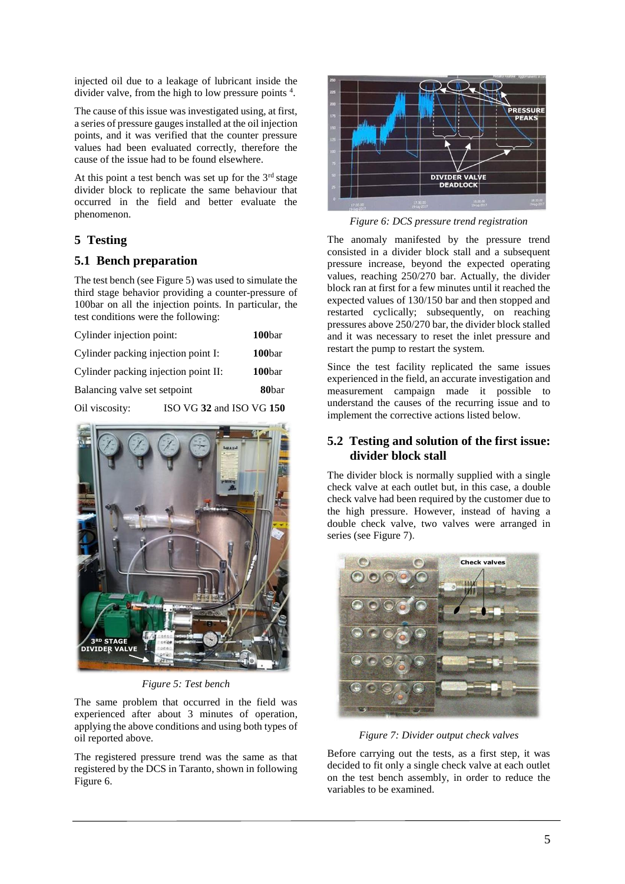injected oil due to a leakage of lubricant inside the divider valve, from the high to low pressure points [4].

The cause of this issue was investigated using, at first, a series of pressure gauges installed at the oil injection points, and it was verified that the counter pressure values had been evaluated correctly, therefore the cause of the issue had to be found elsewhere.

At this point a test bench was set up for the 3rd stage divider block to replicate the same behaviour that occurred in the field and better evaluate the phenomenon.

## 5 Testing

### 5.1 Bench preparation

The test bench (see Figure 5) was used to simulate the third stage behavior providing a counter-pressure of 100bar on all the injection points. In particular, the test conditions were the following:

| | |
|---|---|
| Cylinder injection point: | **100**bar |
| Cylinder packing injection point I: | **100**bar |
| Cylinder packing injection point II: | **100**bar |
| Balancing valve set setpoint | **80**bar |
| Oil viscosity: | ISO VG **32** and ISO VG **150** |

*Figure 5: Test bench*

The same problem that occurred in the field was experienced after about 3 minutes of operation, applying the above conditions and using both types of oil reported above.

The registered pressure trend was the same as that registered by the DCS in Taranto, shown in following Figure 6.

*Figure 6: DCS pressure trend registration*

The anomaly manifested by the pressure trend consisted in a divider block stall and a subsequent pressure increase, beyond the expected operating values, reaching 250/270 bar. Actually, the divider block ran at first for a few minutes until it reached the expected values of 130/150 bar and then stopped and restarted cyclically; subsequently, on reaching pressures above 250/270 bar, the divider block stalled and it was necessary to reset the inlet pressure and restart the pump to restart the system.

Since the test facility replicated the same issues experienced in the field, an accurate investigation and measurement campaign made it possible to understand the causes of the recurring issue and to implement the corrective actions listed below.

### 5.2 Testing and solution of the first issue: divider block stall

The divider block is normally supplied with a single check valve at each outlet but, in this case, a double check valve had been required by the customer due to the high pressure. However, instead of having a double check valve, two valves were arranged in series (see Figure 7).

*Figure 7: Divider output check valves*

Before carrying out the tests, as a first step, it was decided to fit only a single check valve at each outlet on the test bench assembly, in order to reduce the variables to be examined.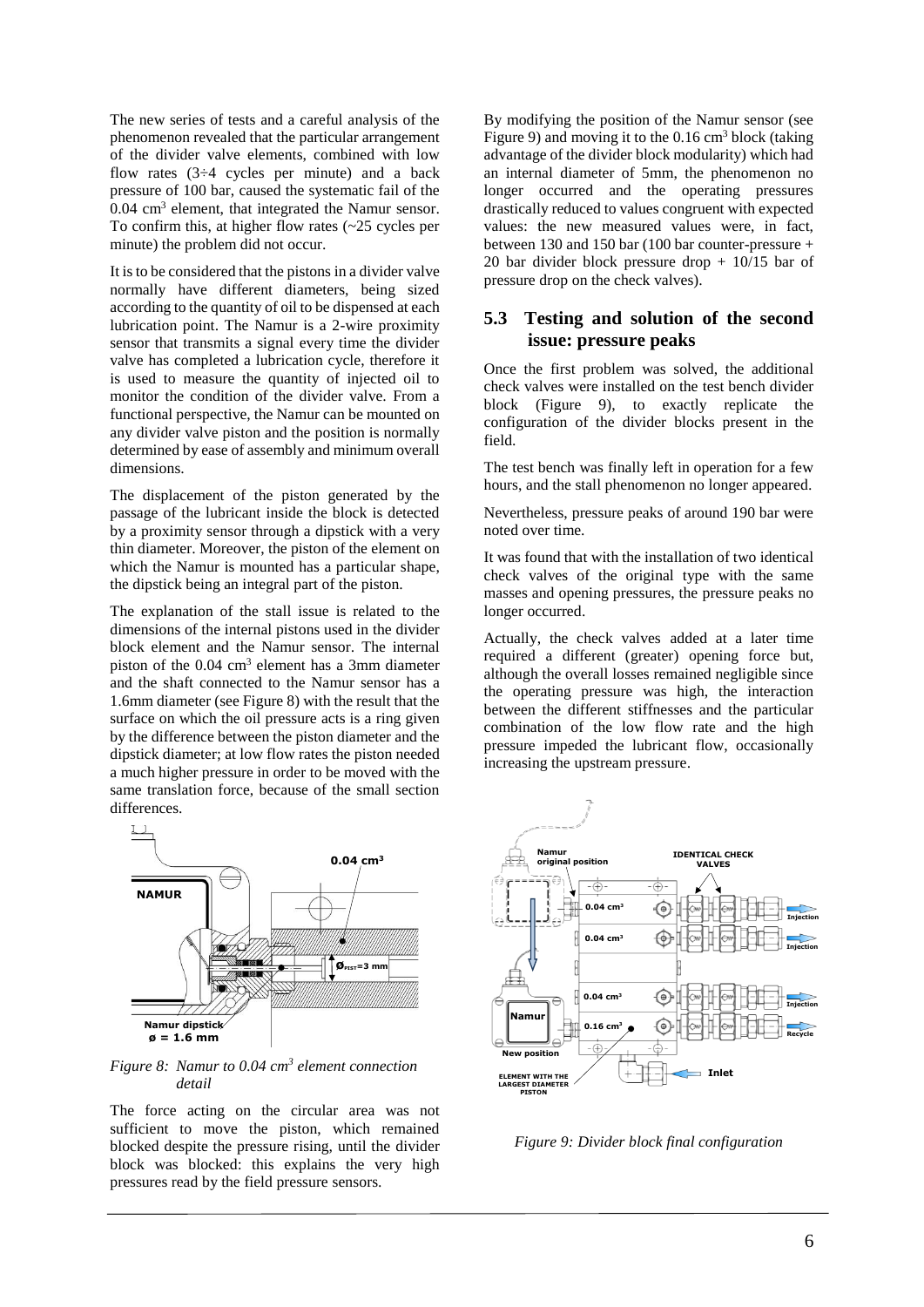The new series of tests and a careful analysis of the phenomenon revealed that the particular arrangement of the divider valve elements, combined with low flow rates (3÷4 cycles per minute) and a back pressure of 100 bar, caused the systematic fail of the 0.04 $cm^3$ element, that integrated the Namur sensor. To confirm this, at higher flow rates (~25 cycles per minute) the problem did not occur.

It is to be considered that the pistons in a divider valve normally have different diameters, being sized according to the quantity of oil to be dispensed at each lubrication point. The Namur is a 2-wire proximity sensor that transmits a signal every time the divider valve has completed a lubrication cycle, therefore it is used to measure the quantity of injected oil to monitor the condition of the divider valve. From a functional perspective, the Namur can be mounted on any divider valve piston and the position is normally determined by ease of assembly and minimum overall dimensions.

The displacement of the piston generated by the passage of the lubricant inside the block is detected by a proximity sensor through a dipstick with a very thin diameter. Moreover, the piston of the element on which the Namur is mounted has a particular shape, the dipstick being an integral part of the piston.

The explanation of the stall issue is related to the dimensions of the internal pistons used in the divider block element and the Namur sensor. The internal piston of the 0.04 $cm^3$ element has a 3mm diameter and the shaft connected to the Namur sensor has a 1.6mm diameter (see Figure 8) with the result that the surface on which the oil pressure acts is a ring given by the difference between the piston diameter and the dipstick diameter; at low flow rates the piston needed a much higher pressure in order to be moved with the same translation force, because of the small section differences.

*Figure 8: Namur to 0.04 $cm^3$ element connection detail*

The force acting on the circular area was not sufficient to move the piston, which remained blocked despite the pressure rising, until the divider block was blocked: this explains the very high pressures read by the field pressure sensors.

By modifying the position of the Namur sensor (see Figure 9) and moving it to the 0.16 $cm^3$ block (taking advantage of the divider block modularity) which had an internal diameter of 5mm, the phenomenon no longer occurred and the operating pressures drastically reduced to values congruent with expected values: the new measured values were, in fact, between 130 and 150 bar (100 bar counter-pressure + 20 bar divider block pressure drop + 10/15 bar of pressure drop on the check valves).

## 5.3 Testing and solution of the second issue: pressure peaks

Once the first problem was solved, the additional check valves were installed on the test bench divider block (Figure 9), to exactly replicate the configuration of the divider blocks present in the field.

The test bench was finally left in operation for a few hours, and the stall phenomenon no longer appeared.

Nevertheless, pressure peaks of around 190 bar were noted over time.

It was found that with the installation of two identical check valves of the original type with the same masses and opening pressures, the pressure peaks no longer occurred.

Actually, the check valves added at a later time required a different (greater) opening force but, although the overall losses remained negligible since the operating pressure was high, the interaction between the different stiffnesses and the particular combination of the low flow rate and the high pressure impeded the lubricant flow, occasionally increasing the upstream pressure.

*Figure 9: Divider block final configuration*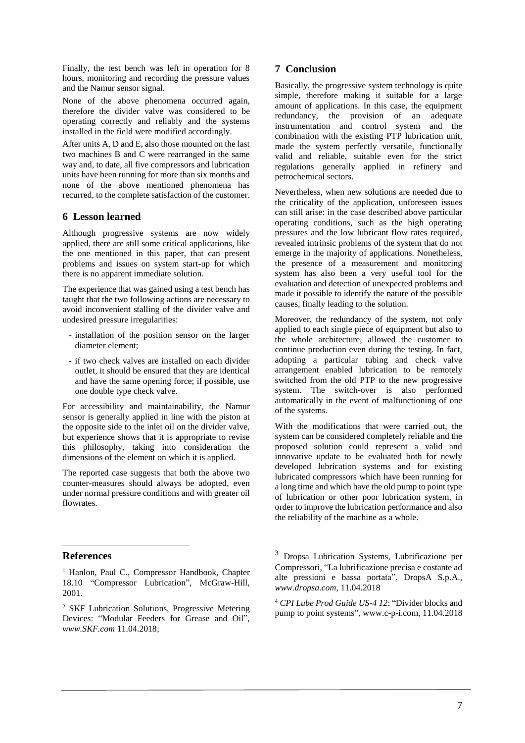Finally, the test bench was left in operation for 8 hours, monitoring and recording the pressure values and the Namur sensor signal.

None of the above phenomena occurred again, therefore the divider valve was considered to be operating correctly and reliably and the systems installed in the field were modified accordingly.

After units A, D and E, also those mounted on the last two machines B and C were rearranged in the same way and, to date, all five compressors and lubrication units have been running for more than six months and none of the above mentioned phenomena has recurred, to the complete satisfaction of the customer.

## 6 Lesson learned

Although progressive systems are now widely applied, there are still some critical applications, like the one mentioned in this paper, that can present problems and issues on system start-up for which there is no apparent immediate solution.

The experience that was gained using a test bench has taught that the two following actions are necessary to avoid inconvenient stalling of the divider valve and undesired pressure irregularities:

- installation of the position sensor on the larger diameter element;
- if two check valves are installed on each divider outlet, it should be ensured that they are identical and have the same opening force; if possible, use one double type check valve.

For accessibility and maintainability, the Namur sensor is generally applied in line with the piston at the opposite side to the inlet oil on the divider valve, but experience shows that it is appropriate to revise this philosophy, taking into consideration the dimensions of the element on which it is applied.

The reported case suggests that both the above two counter-measures should always be adopted, even under normal pressure conditions and with greater oil flowrates.

## 7 Conclusion

Basically, the progressive system technology is quite simple, therefore making it suitable for a large amount of applications. In this case, the equipment redundancy, the provision of an adequate instrumentation and control system and the combination with the existing PTP lubrication unit, made the system perfectly versatile, functionally valid and reliable, suitable even for the strict regulations generally applied in refinery and petrochemical sectors.

Nevertheless, when new solutions are needed due to the criticality of the application, unforeseen issues can still arise: in the case described above particular operating conditions, such as the high operating pressures and the low lubricant flow rates required, revealed intrinsic problems of the system that do not emerge in the majority of applications. Nonetheless, the presence of a measurement and monitoring system has also been a very useful tool for the evaluation and detection of unexpected problems and made it possible to identify the nature of the possible causes, finally leading to the solution.

Moreover, the redundancy of the system, not only applied to each single piece of equipment but also to the whole architecture, allowed the customer to continue production even during the testing. In fact, adopting a particular tubing and check valve arrangement enabled lubrication to be remotely switched from the old PTP to the new progressive system. The switch-over is also performed automatically in the event of malfunctioning of one of the systems.

With the modifications that were carried out, the system can be considered completely reliable and the proposed solution could represent a valid and innovative update to be evaluated both for newly developed lubrication systems and for existing lubricated compressors which have been running for a long time and which have the old pump to point type of lubrication or other poor lubrication system, in order to improve the lubrication performance and also the reliability of the machine as a whole.

## References

[1] Hanlon, Paul C., Compressor Handbook, Chapter 18.10 "Compressor Lubrication", McGraw-Hill, 2001.

[2] SKF Lubrication Solutions, Progressive Metering Devices: "Modular Feeders for Grease and Oil", *www.SKF.com* 11.04.2018;

[3] Dropsa Lubrication Systems, Lubrificazione per Compressori, "La lubrificazione precisa e costante ad alte pressioni e bassa portata", DropsA S.p.A., *www.dropsa.com*, 11.04.2018

[4] *CPI Lube Prod Guide US-4 12*: "Divider blocks and pump to point systems", www.c-p-i.com, 11.04.2018